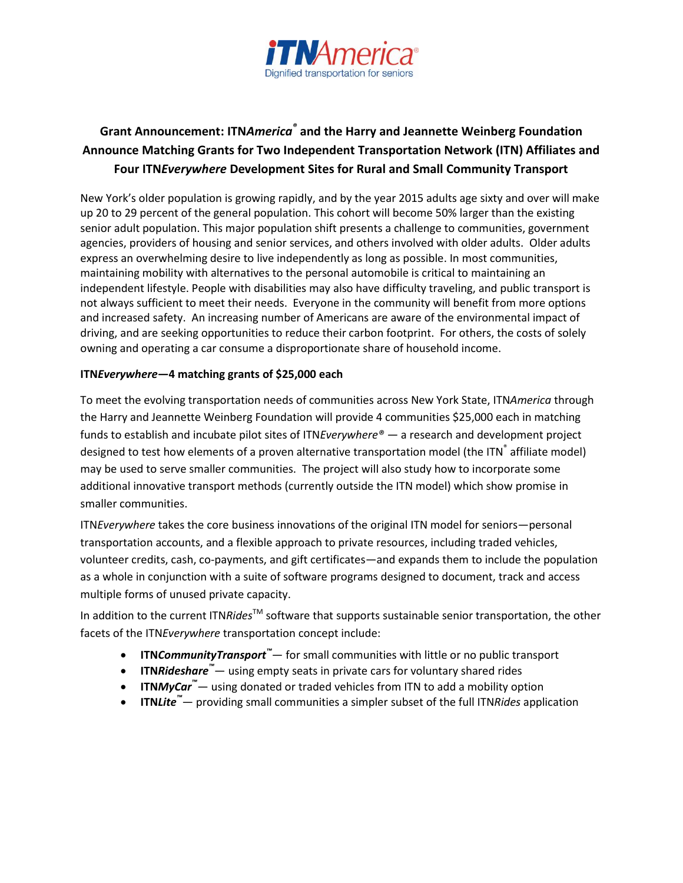iTNAmerica®

Dignified transportation for seniors

# Grant Announcement: ITN*America*® and the Harry and Jeannette Weinberg Foundation Announce Matching Grants for Two Independent Transportation Network (ITN) Affiliates and Four ITN*Everywhere* Development Sites for Rural and Small Community Transport

New York's older population is growing rapidly, and by the year 2015 adults age sixty and over will make up 20 to 29 percent of the general population. This cohort will become 50% larger than the existing senior adult population. This major population shift presents a challenge to communities, government agencies, providers of housing and senior services, and others involved with older adults. Older adults express an overwhelming desire to live independently as long as possible. In most communities, maintaining mobility with alternatives to the personal automobile is critical to maintaining an independent lifestyle. People with disabilities may also have difficulty traveling, and public transport is not always sufficient to meet their needs. Everyone in the community will benefit from more options and increased safety. An increasing number of Americans are aware of the environmental impact of driving, and are seeking opportunities to reduce their carbon footprint. For others, the costs of solely owning and operating a car consume a disproportionate share of household income.

**ITN*Everywhere*—4 matching grants of $25,000 each**

To meet the evolving transportation needs of communities across New York State, ITN*America* through the Harry and Jeannette Weinberg Foundation will provide 4 communities $25,000 each in matching funds to establish and incubate pilot sites of ITN*Everywhere*® — a research and development project designed to test how elements of a proven alternative transportation model (the ITN® affiliate model) may be used to serve smaller communities. The project will also study how to incorporate some additional innovative transport methods (currently outside the ITN model) which show promise in smaller communities.

ITN*Everywhere* takes the core business innovations of the original ITN model for seniors—personal transportation accounts, and a flexible approach to private resources, including traded vehicles, volunteer credits, cash, co-payments, and gift certificates—and expands them to include the population as a whole in conjunction with a suite of software programs designed to document, track and access multiple forms of unused private capacity.

In addition to the current ITN*Rides*™ software that supports sustainable senior transportation, the other facets of the ITN*Everywhere* transportation concept include:

- **ITN*CommunityTransport*™** — for small communities with little or no public transport
- **ITN*Rideshare*™** — using empty seats in private cars for voluntary shared rides
- **ITN*MyCar*™** — using donated or traded vehicles from ITN to add a mobility option
- **ITN*Lite*™** — providing small communities a simpler subset of the full ITN*Rides* application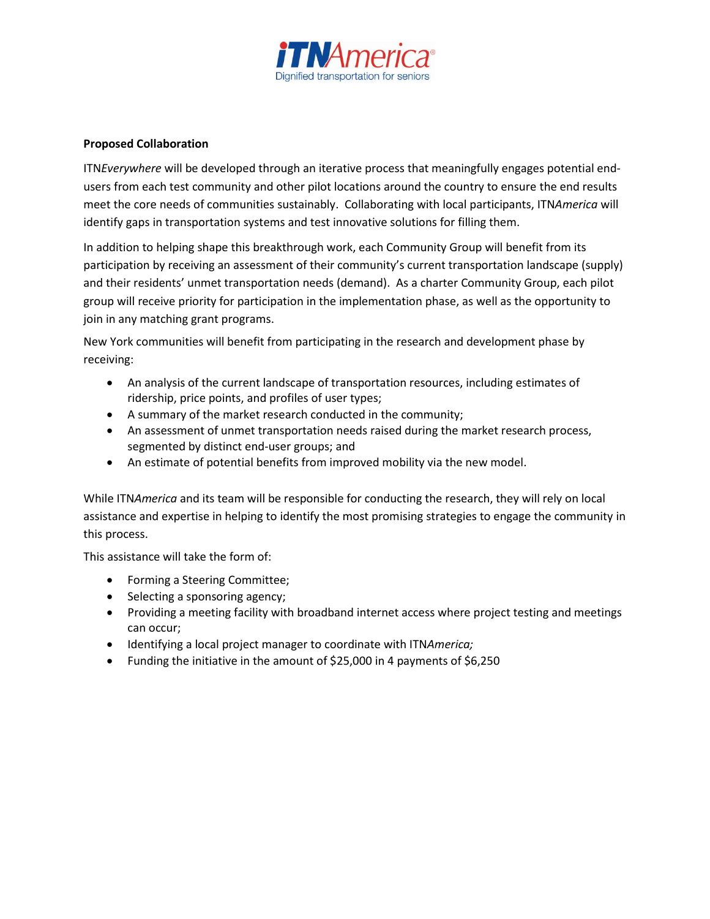**Proposed Collaboration**

ITN*Everywhere* will be developed through an iterative process that meaningfully engages potential end-users from each test community and other pilot locations around the country to ensure the end results meet the core needs of communities sustainably. Collaborating with local participants, ITN*America* will identify gaps in transportation systems and test innovative solutions for filling them.

In addition to helping shape this breakthrough work, each Community Group will benefit from its participation by receiving an assessment of their community's current transportation landscape (supply) and their residents' unmet transportation needs (demand). As a charter Community Group, each pilot group will receive priority for participation in the implementation phase, as well as the opportunity to join in any matching grant programs.

New York communities will benefit from participating in the research and development phase by receiving:

- An analysis of the current landscape of transportation resources, including estimates of ridership, price points, and profiles of user types;
- A summary of the market research conducted in the community;
- An assessment of unmet transportation needs raised during the market research process, segmented by distinct end-user groups; and
- An estimate of potential benefits from improved mobility via the new model.

While ITN*America* and its team will be responsible for conducting the research, they will rely on local assistance and expertise in helping to identify the most promising strategies to engage the community in this process.

This assistance will take the form of:

- Forming a Steering Committee;
- Selecting a sponsoring agency;
- Providing a meeting facility with broadband internet access where project testing and meetings can occur;
- Identifying a local project manager to coordinate with ITN*America;*
- Funding the initiative in the amount of $25,000 in 4 payments of $6,250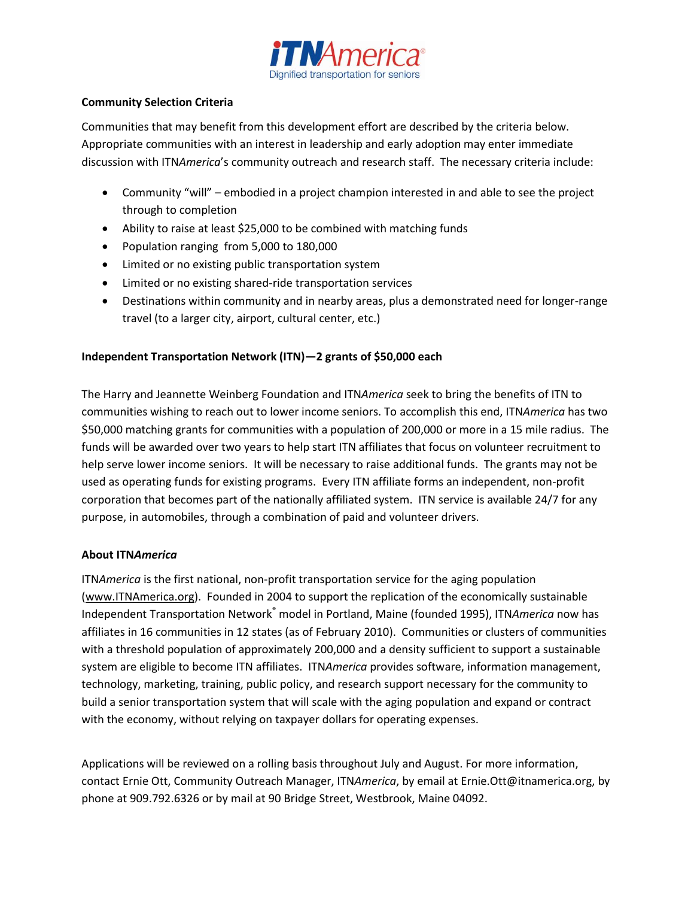**iTNAmerica®**
Dignified transportation for seniors

**Community Selection Criteria**

Communities that may benefit from this development effort are described by the criteria below. Appropriate communities with an interest in leadership and early adoption may enter immediate discussion with ITN*America*'s community outreach and research staff. The necessary criteria include:

- Community "will" – embodied in a project champion interested in and able to see the project through to completion
- Ability to raise at least $25,000 to be combined with matching funds
- Population ranging from 5,000 to 180,000
- Limited or no existing public transportation system
- Limited or no existing shared-ride transportation services
- Destinations within community and in nearby areas, plus a demonstrated need for longer-range travel (to a larger city, airport, cultural center, etc.)

**Independent Transportation Network (ITN)—2 grants of $50,000 each**

The Harry and Jeannette Weinberg Foundation and ITN*America* seek to bring the benefits of ITN to communities wishing to reach out to lower income seniors. To accomplish this end, ITN*America* has two $50,000 matching grants for communities with a population of 200,000 or more in a 15 mile radius. The funds will be awarded over two years to help start ITN affiliates that focus on volunteer recruitment to help serve lower income seniors. It will be necessary to raise additional funds. The grants may not be used as operating funds for existing programs. Every ITN affiliate forms an independent, non-profit corporation that becomes part of the nationally affiliated system. ITN service is available 24/7 for any purpose, in automobiles, through a combination of paid and volunteer drivers.

**About ITN*America***

ITN*America* is the first national, non-profit transportation service for the aging population (www.ITNAmerica.org). Founded in 2004 to support the replication of the economically sustainable Independent Transportation Network® model in Portland, Maine (founded 1995), ITN*America* now has affiliates in 16 communities in 12 states (as of February 2010). Communities or clusters of communities with a threshold population of approximately 200,000 and a density sufficient to support a sustainable system are eligible to become ITN affiliates. ITN*America* provides software, information management, technology, marketing, training, public policy, and research support necessary for the community to build a senior transportation system that will scale with the aging population and expand or contract with the economy, without relying on taxpayer dollars for operating expenses.

Applications will be reviewed on a rolling basis throughout July and August. For more information, contact Ernie Ott, Community Outreach Manager, ITN*America*, by email at Ernie.Ott@itnamerica.org, by phone at 909.792.6326 or by mail at 90 Bridge Street, Westbrook, Maine 04092.